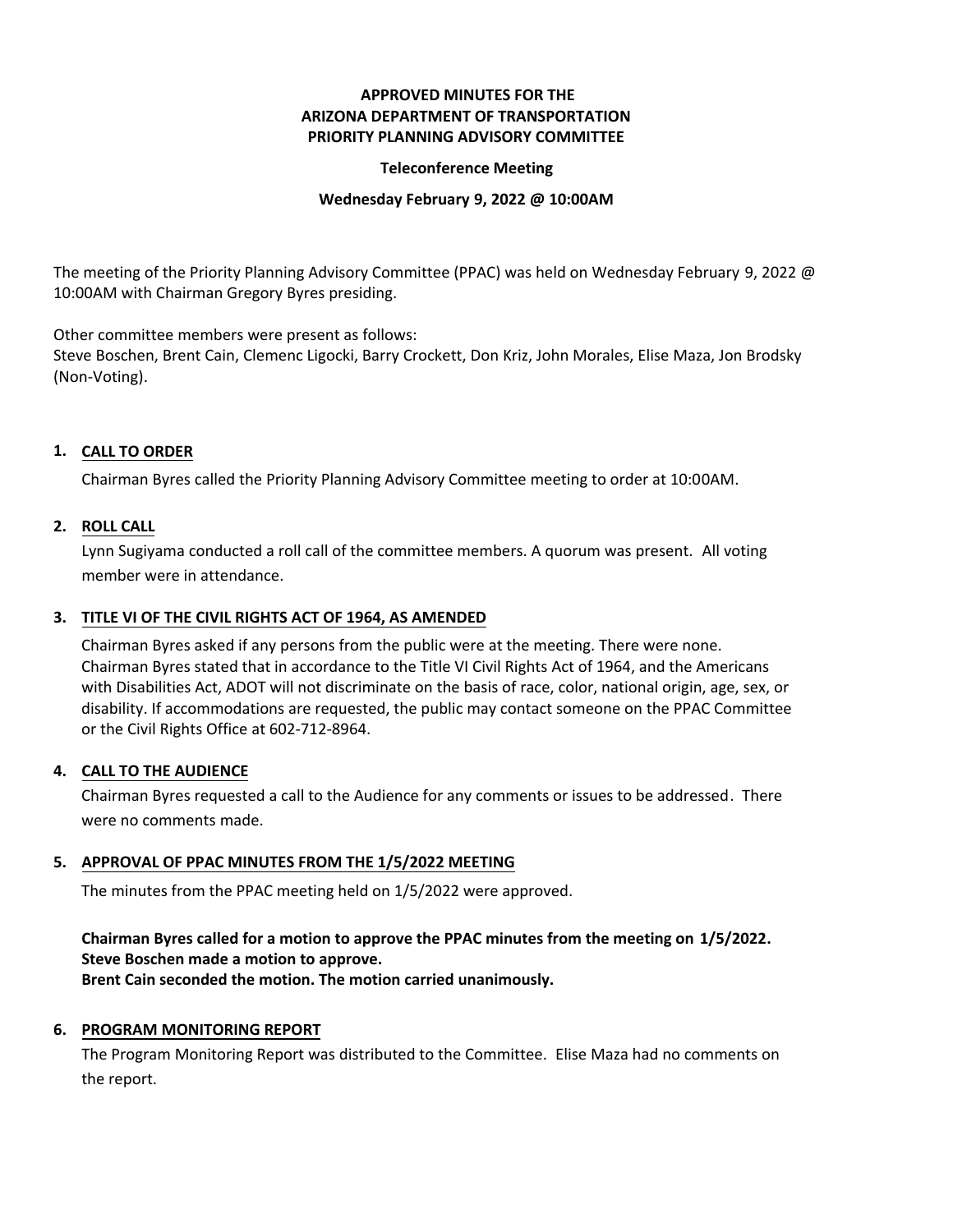**APPROVED MINUTES FOR THE**
**ARIZONA DEPARTMENT OF TRANSPORTATION**
**PRIORITY PLANNING ADVISORY COMMITTEE**

**Teleconference Meeting**

**Wednesday February 9, 2022 @ 10:00AM**

The meeting of the Priority Planning Advisory Committee (PPAC) was held on Wednesday February 9, 2022 @ 10:00AM with Chairman Gregory Byres presiding.

Other committee members were present as follows:
Steve Boschen, Brent Cain, Clemenc Ligocki, Barry Crockett, Don Kriz, John Morales, Elise Maza, Jon Brodsky (Non-Voting).

**1. CALL TO ORDER**

Chairman Byres called the Priority Planning Advisory Committee meeting to order at 10:00AM.

**2. ROLL CALL**

Lynn Sugiyama conducted a roll call of the committee members. A quorum was present. All voting member were in attendance.

**3. TITLE VI OF THE CIVIL RIGHTS ACT OF 1964, AS AMENDED**

Chairman Byres asked if any persons from the public were at the meeting. There were none. Chairman Byres stated that in accordance to the Title VI Civil Rights Act of 1964, and the Americans with Disabilities Act, ADOT will not discriminate on the basis of race, color, national origin, age, sex, or disability. If accommodations are requested, the public may contact someone on the PPAC Committee or the Civil Rights Office at 602-712-8964.

**4. CALL TO THE AUDIENCE**

Chairman Byres requested a call to the Audience for any comments or issues to be addressed. There were no comments made.

**5. APPROVAL OF PPAC MINUTES FROM THE 1/5/2022 MEETING**

The minutes from the PPAC meeting held on 1/5/2022 were approved.

**Chairman Byres called for a motion to approve the PPAC minutes from the meeting on 1/5/2022.**
**Steve Boschen made a motion to approve.**
**Brent Cain seconded the motion. The motion carried unanimously.**

**6. PROGRAM MONITORING REPORT**

The Program Monitoring Report was distributed to the Committee. Elise Maza had no comments on the report.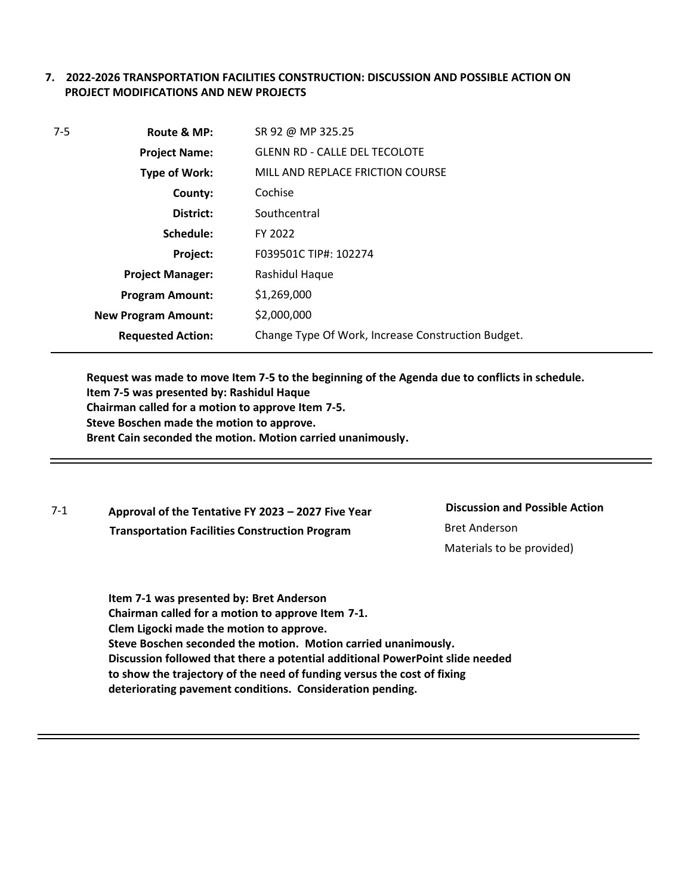**7. 2022-2026 TRANSPORTATION FACILITIES CONSTRUCTION: DISCUSSION AND POSSIBLE ACTION ON PROJECT MODIFICATIONS AND NEW PROJECTS**

7-5

| | |
|---|---|
| **Route & MP:** | SR 92 @ MP 325.25 |
| **Project Name:** | GLENN RD - CALLE DEL TECOLOTE |
| **Type of Work:** | MILL AND REPLACE FRICTION COURSE |
| **County:** | Cochise |
| **District:** | Southcentral |
| **Schedule:** | FY 2022 |
| **Project:** | F039501C TIP#: 102274 |
| **Project Manager:** | Rashidul Haque |
| **Program Amount:** | $1,269,000 |
| **New Program Amount:** | $2,000,000 |
| **Requested Action:** | Change Type Of Work, Increase Construction Budget. |

**Request was made to move Item 7-5 to the beginning of the Agenda due to conflicts in schedule.**
**Item 7-5 was presented by: Rashidul Haque**
**Chairman called for a motion to approve Item 7-5.**
**Steve Boschen made the motion to approve.**
**Brent Cain seconded the motion. Motion carried unanimously.**

---

7-1 **Approval of the Tentative FY 2023 – 2027 Five Year Transportation Facilities Construction Program**

**Discussion and Possible Action**
Bret Anderson
Materials to be provided)

**Item 7-1 was presented by: Bret Anderson**
**Chairman called for a motion to approve Item 7-1.**
**Clem Ligocki made the motion to approve.**
**Steve Boschen seconded the motion. Motion carried unanimously.**
**Discussion followed that there a potential additional PowerPoint slide needed to show the trajectory of the need of funding versus the cost of fixing deteriorating pavement conditions. Consideration pending.**

---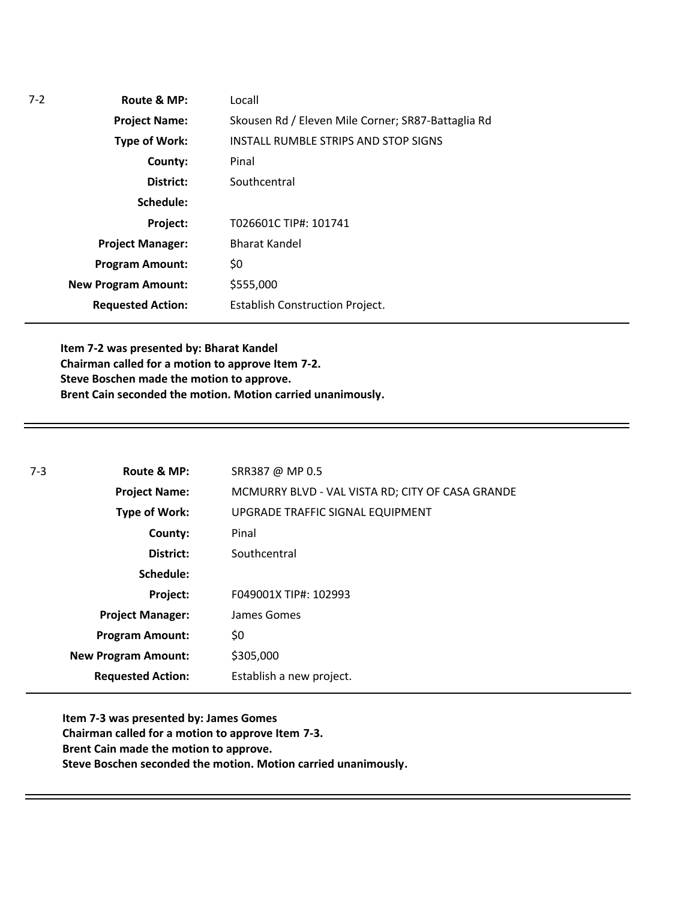| 7-2 | Route & MP: | Locall |
|---|---|---|
| | Project Name: | Skousen Rd / Eleven Mile Corner; SR87-Battaglia Rd |
| | Type of Work: | INSTALL RUMBLE STRIPS AND STOP SIGNS |
| | County: | Pinal |
| | District: | Southcentral |
| | Schedule: | |
| | Project: | T026601C TIP#: 101741 |
| | Project Manager: | Bharat Kandel |
| | Program Amount: | $0 |
| | New Program Amount: | $555,000 |
| | Requested Action: | Establish Construction Project. |

**Item 7-2 was presented by: Bharat Kandel**
**Chairman called for a motion to approve Item 7-2.**
**Steve Boschen made the motion to approve.**
**Brent Cain seconded the motion. Motion carried unanimously.**

---

| 7-3 | Route & MP: | SRR387 @ MP 0.5 |
|---|---|---|
| | Project Name: | MCMURRY BLVD - VAL VISTA RD; CITY OF CASA GRANDE |
| | Type of Work: | UPGRADE TRAFFIC SIGNAL EQUIPMENT |
| | County: | Pinal |
| | District: | Southcentral |
| | Schedule: | |
| | Project: | F049001X TIP#: 102993 |
| | Project Manager: | James Gomes |
| | Program Amount: | $0 |
| | New Program Amount: | $305,000 |
| | Requested Action: | Establish a new project. |

**Item 7-3 was presented by: James Gomes**
**Chairman called for a motion to approve Item 7-3.**
**Brent Cain made the motion to approve.**
**Steve Boschen seconded the motion. Motion carried unanimously.**

---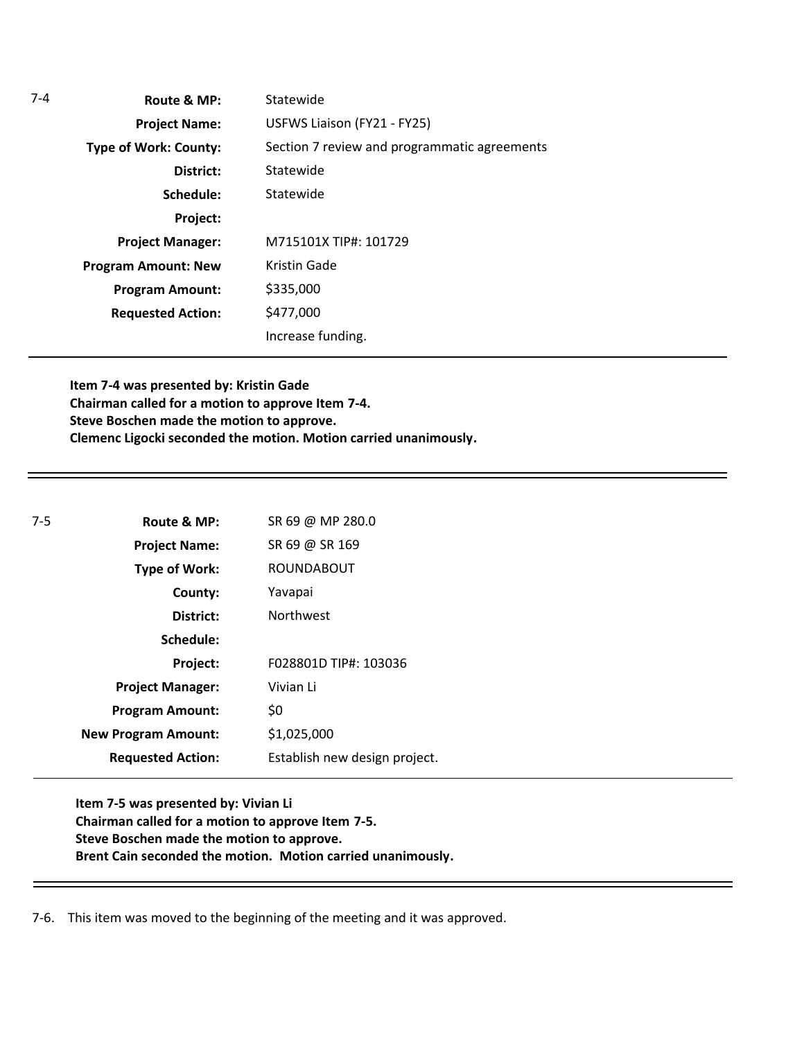7-4

| Route & MP: | Statewide |
|---|---|
| Project Name: | USFWS Liaison (FY21 - FY25) |
| Type of Work: County: | Section 7 review and programmatic agreements |
| District: | Statewide |
| Schedule: | Statewide |
| Project: | |
| Project Manager: | M715101X TIP#: 101729 |
| Program Amount: New | Kristin Gade |
| Program Amount: | $335,000 |
| Requested Action: | $477,000 |
| | Increase funding. |

**Item 7-4 was presented by: Kristin Gade**
**Chairman called for a motion to approve Item 7-4.**
**Steve Boschen made the motion to approve.**
**Clemenc Ligocki seconded the motion. Motion carried unanimously.**

---

7-5

| Route & MP: | SR 69 @ MP 280.0 |
|---|---|
| Project Name: | SR 69 @ SR 169 |
| Type of Work: | ROUNDABOUT |
| County: | Yavapai |
| District: | Northwest |
| Schedule: | |
| Project: | F028801D TIP#: 103036 |
| Project Manager: | Vivian Li |
| Program Amount: | $0 |
| New Program Amount: | $1,025,000 |
| Requested Action: | Establish new design project. |

**Item 7-5 was presented by: Vivian Li**
**Chairman called for a motion to approve Item 7-5.**
**Steve Boschen made the motion to approve.**
**Brent Cain seconded the motion. Motion carried unanimously.**

---

7-6. This item was moved to the beginning of the meeting and it was approved.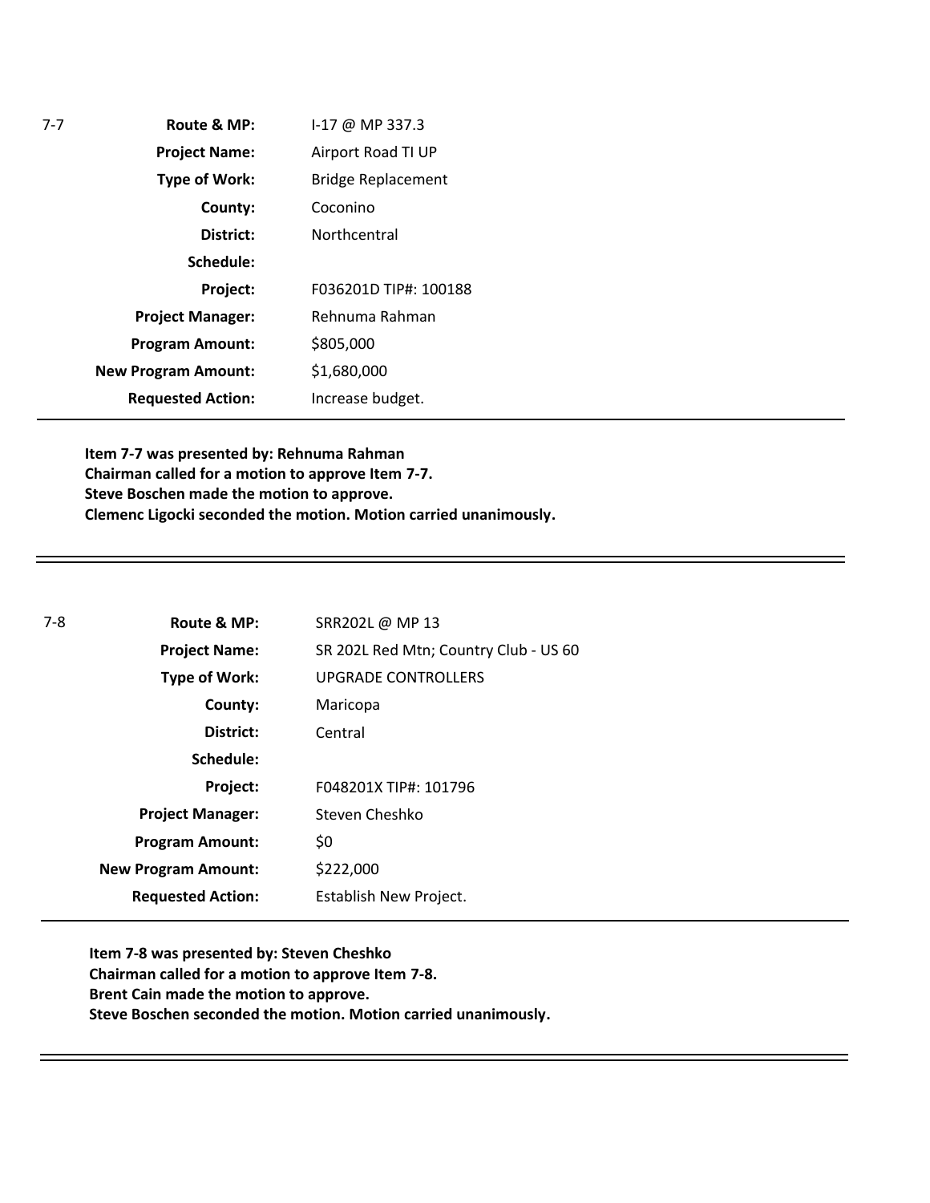| 7-7 | | |
| --- | --- | --- |
| | **Route & MP:** | I-17 @ MP 337.3 |
| | **Project Name:** | Airport Road TI UP |
| | **Type of Work:** | Bridge Replacement |
| | **County:** | Coconino |
| | **District:** | Northcentral |
| | **Schedule:** | |
| | **Project:** | F036201D TIP#: 100188 |
| | **Project Manager:** | Rehnuma Rahman |
| | **Program Amount:** | $805,000 |
| | **New Program Amount:** | $1,680,000 |
| | **Requested Action:** | Increase budget. |

**Item 7-7 was presented by: Rehnuma Rahman**
**Chairman called for a motion to approve Item 7-7.**
**Steve Boschen made the motion to approve.**
**Clemenc Ligocki seconded the motion. Motion carried unanimously.**

---

| 7-8 | | |
| --- | --- | --- |
| | **Route & MP:** | SRR202L @ MP 13 |
| | **Project Name:** | SR 202L Red Mtn; Country Club - US 60 |
| | **Type of Work:** | UPGRADE CONTROLLERS |
| | **County:** | Maricopa |
| | **District:** | Central |
| | **Schedule:** | |
| | **Project:** | F048201X TIP#: 101796 |
| | **Project Manager:** | Steven Cheshko |
| | **Program Amount:** | $0 |
| | **New Program Amount:** | $222,000 |
| | **Requested Action:** | Establish New Project. |

**Item 7-8 was presented by: Steven Cheshko**
**Chairman called for a motion to approve Item 7-8.**
**Brent Cain made the motion to approve.**
**Steve Boschen seconded the motion. Motion carried unanimously.**

---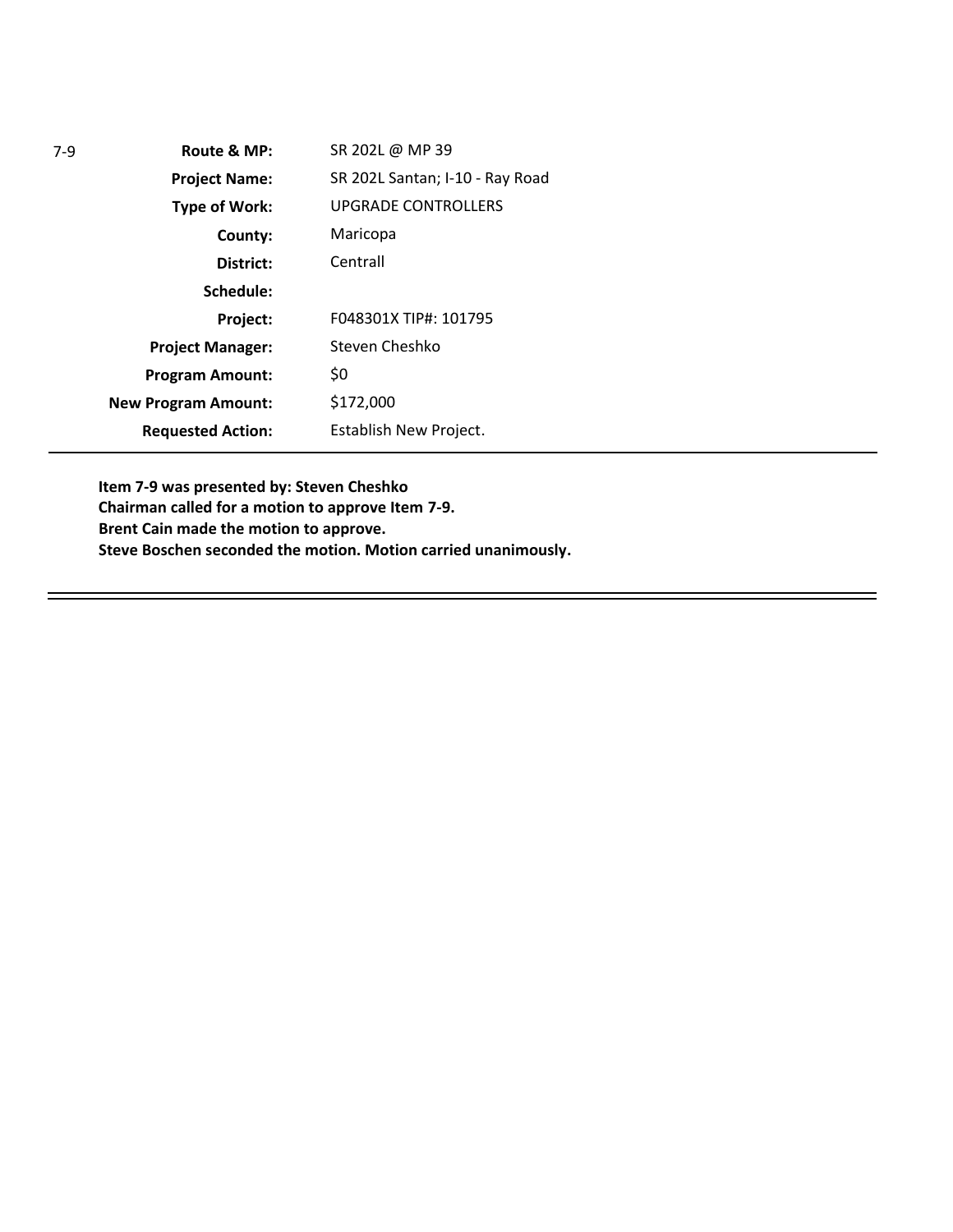| 7-9 | | |
|---|---|---|
| | **Route & MP:** | SR 202L @ MP 39 |
| | **Project Name:** | SR 202L Santan; I-10 - Ray Road |
| | **Type of Work:** | UPGRADE CONTROLLERS |
| | **County:** | Maricopa |
| | **District:** | Centrall |
| | **Schedule:** | |
| | **Project:** | F048301X TIP#: 101795 |
| | **Project Manager:** | Steven Cheshko |
| | **Program Amount:** | $0 |
| | **New Program Amount:** | $172,000 |
| | **Requested Action:** | Establish New Project. |

**Item 7-9 was presented by: Steven Cheshko**
**Chairman called for a motion to approve Item 7-9.**
**Brent Cain made the motion to approve.**
**Steve Boschen seconded the motion. Motion carried unanimously.**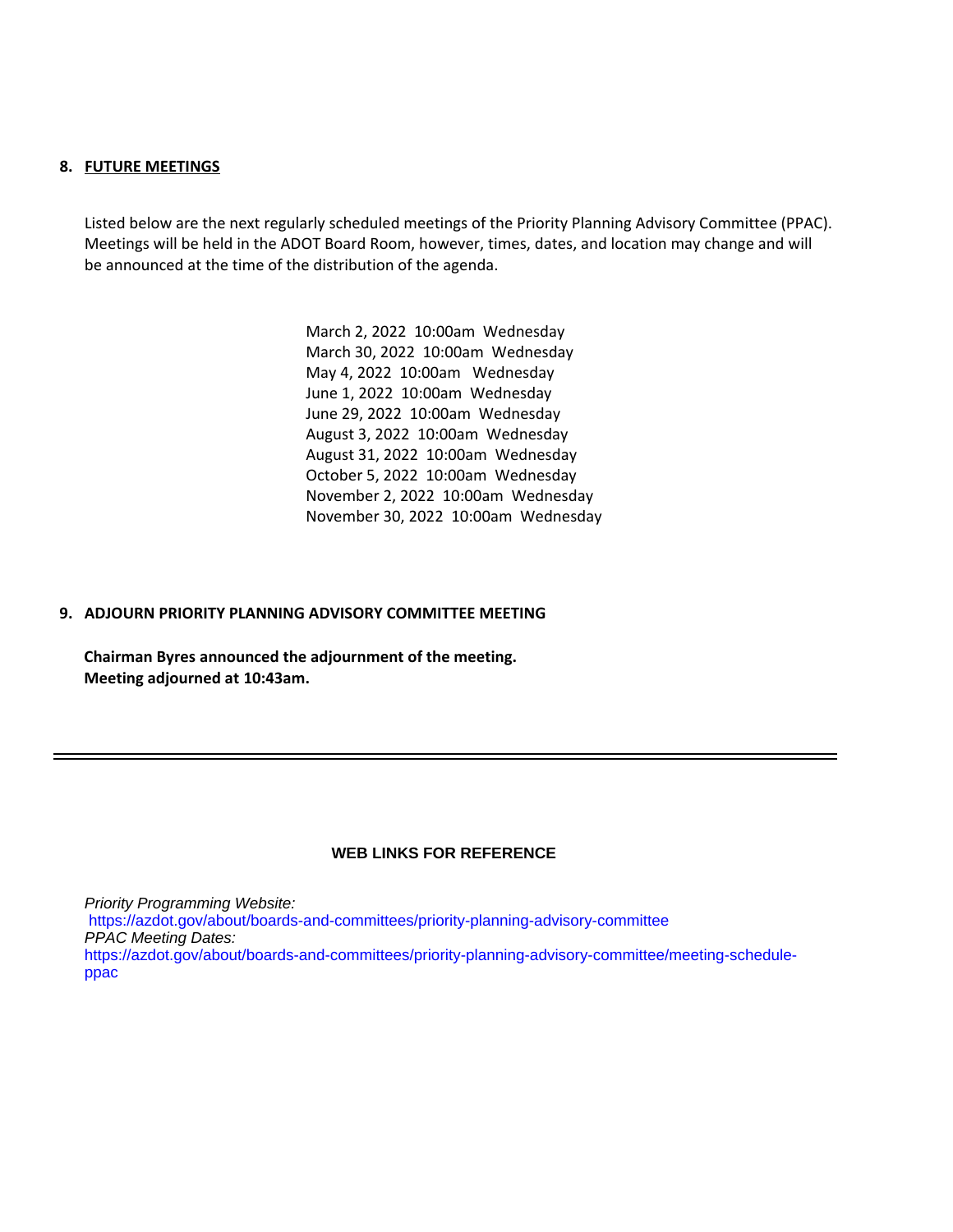## 8. FUTURE MEETINGS

Listed below are the next regularly scheduled meetings of the Priority Planning Advisory Committee (PPAC). Meetings will be held in the ADOT Board Room, however, times, dates, and location may change and will be announced at the time of the distribution of the agenda.

March 2, 2022 10:00am Wednesday
March 30, 2022 10:00am Wednesday
May 4, 2022 10:00am Wednesday
June 1, 2022 10:00am Wednesday
June 29, 2022 10:00am Wednesday
August 3, 2022 10:00am Wednesday
August 31, 2022 10:00am Wednesday
October 5, 2022 10:00am Wednesday
November 2, 2022 10:00am Wednesday
November 30, 2022 10:00am Wednesday

## 9. ADJOURN PRIORITY PLANNING ADVISORY COMMITTEE MEETING

**Chairman Byres announced the adjournment of the meeting.**
**Meeting adjourned at 10:43am.**

---

### WEB LINKS FOR REFERENCE

*Priority Programming Website:*
https://azdot.gov/about/boards-and-committees/priority-planning-advisory-committee
*PPAC Meeting Dates:*
https://azdot.gov/about/boards-and-committees/priority-planning-advisory-committee/meeting-schedule-ppac